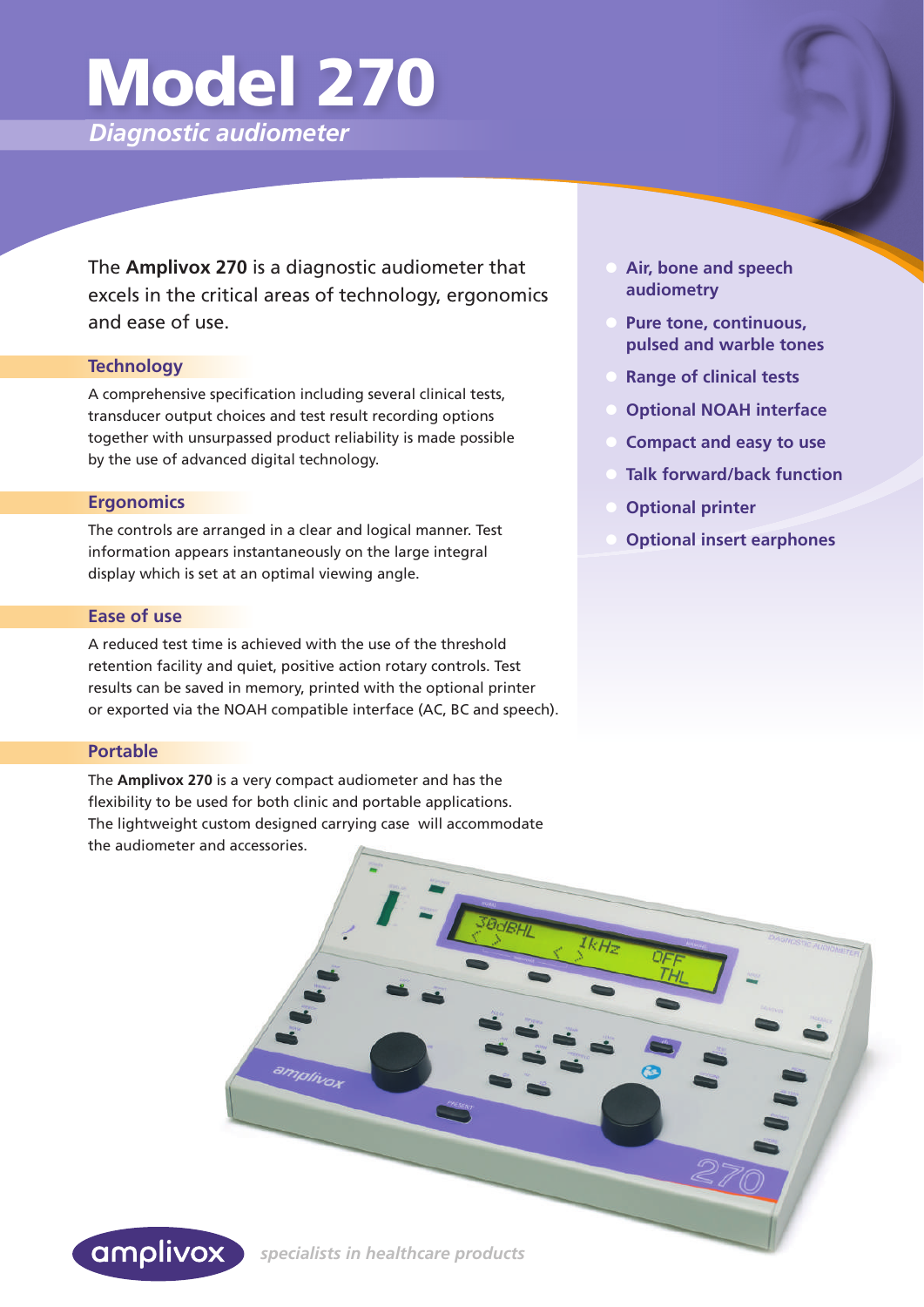# Model 270

*Diagnostic audiometer*

The **Amplivox 270** is a diagnostic audiometer that excels in the critical areas of technology, ergonomics and ease of use.

## Technology

A comprehensive specification including several clinical tests, transducer output choices and test result recording options together with unsurpassed product reliability is made possible by the use of advanced digital technology.

## Ergonomics

The controls are arranged in a clear and logical manner. Test information appears instantaneously on the large integral display which is set at an optimal viewing angle.

## Ease of use

A reduced test time is achieved with the use of the threshold retention facility and quiet, positive action rotary controls. Test results can be saved in memory, printed with the optional printer or exported via the NOAH compatible interface (AC, BC and speech).

## Portable

The **Amplivox 270** is a very compact audiometer and has the flexibility to be used for both clinic and portable applications. The lightweight custom designed carrying case will accommodate the audiometer and accessories.

- **Air, bone and speech audiometry**
- **Pure tone, continuous, pulsed and warble tones**
- **Range of clinical tests**
- **Optional NOAH interface**
- **Compact and easy to use**
- **Talk forward/back function**
- **Optional printer**
- **Optional insert earphones**

amplivox *specialists in healthcare products*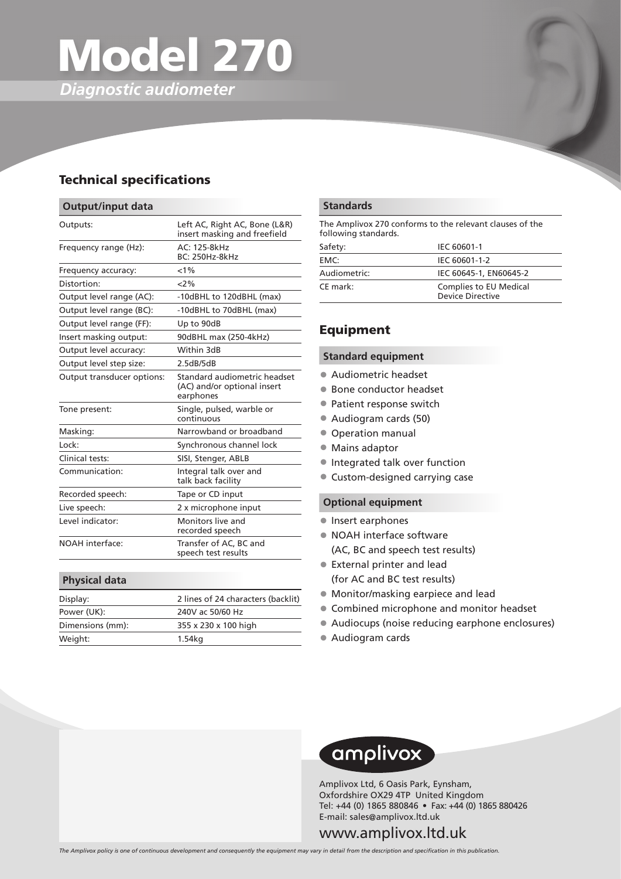# Model 270

*Diagnostic audiometer*

## Technical specifications

### Output/input data

| | |
|---|---|
| Outputs: | Left AC, Right AC, Bone (L&R) insert masking and freefield |
| Frequency range (Hz): | AC: 125-8kHz BC: 250Hz-8kHz |
| Frequency accuracy: | <1% |
| Distortion: | <2% |
| Output level range (AC): | -10dBHL to 120dBHL (max) |
| Output level range (BC): | -10dBHL to 70dBHL (max) |
| Output level range (FF): | Up to 90dB |
| Insert masking output: | 90dBHL max (250-4kHz) |
| Output level accuracy: | Within 3dB |
| Output level step size: | 2.5dB/5dB |
| Output transducer options: | Standard audiometric headset (AC) and/or optional insert earphones |
| Tone present: | Single, pulsed, warble or continuous |
| Masking: | Narrowband or broadband |
| Lock: | Synchronous channel lock |
| Clinical tests: | SISI, Stenger, ABLB |
| Communication: | Integral talk over and talk back facility |
| Recorded speech: | Tape or CD input |
| Live speech: | 2 x microphone input |
| Level indicator: | Monitors live and recorded speech |
| NOAH interface: | Transfer of AC, BC and speech test results |

### Physical data

| | |
|---|---|
| Display: | 2 lines of 24 characters (backlit) |
| Power (UK): | 240V ac 50/60 Hz |
| Dimensions (mm): | 355 x 230 x 100 high |
| Weight: | 1.54kg |

### Standards

The Amplivox 270 conforms to the relevant clauses of the following standards.

| | |
|---|---|
| Safety: | IEC 60601-1 |
| EMC: | IEC 60601-1-2 |
| Audiometric: | IEC 60645-1, EN60645-2 |
| CE mark: | Complies to EU Medical Device Directive |

## Equipment

### Standard equipment

- Audiometric headset
- Bone conductor headset
- Patient response switch
- Audiogram cards (50)
- Operation manual
- Mains adaptor
- Integrated talk over function
- Custom-designed carrying case

### Optional equipment

- Insert earphones
- NOAH interface software (AC, BC and speech test results)
- External printer and lead (for AC and BC test results)
- Monitor/masking earpiece and lead
- Combined microphone and monitor headset
- Audiocups (noise reducing earphone enclosures)
- Audiogram cards

amplivox

Amplivox Ltd, 6 Oasis Park, Eynsham,
Oxfordshire OX29 4TP United Kingdom
Tel: +44 (0) 1865 880846 • Fax: +44 (0) 1865 880426
E-mail: sales@amplivox.ltd.uk

www.amplivox.ltd.uk

*The Amplivox policy is one of continuous development and consequently the equipment may vary in detail from the description and specification in this publication.*